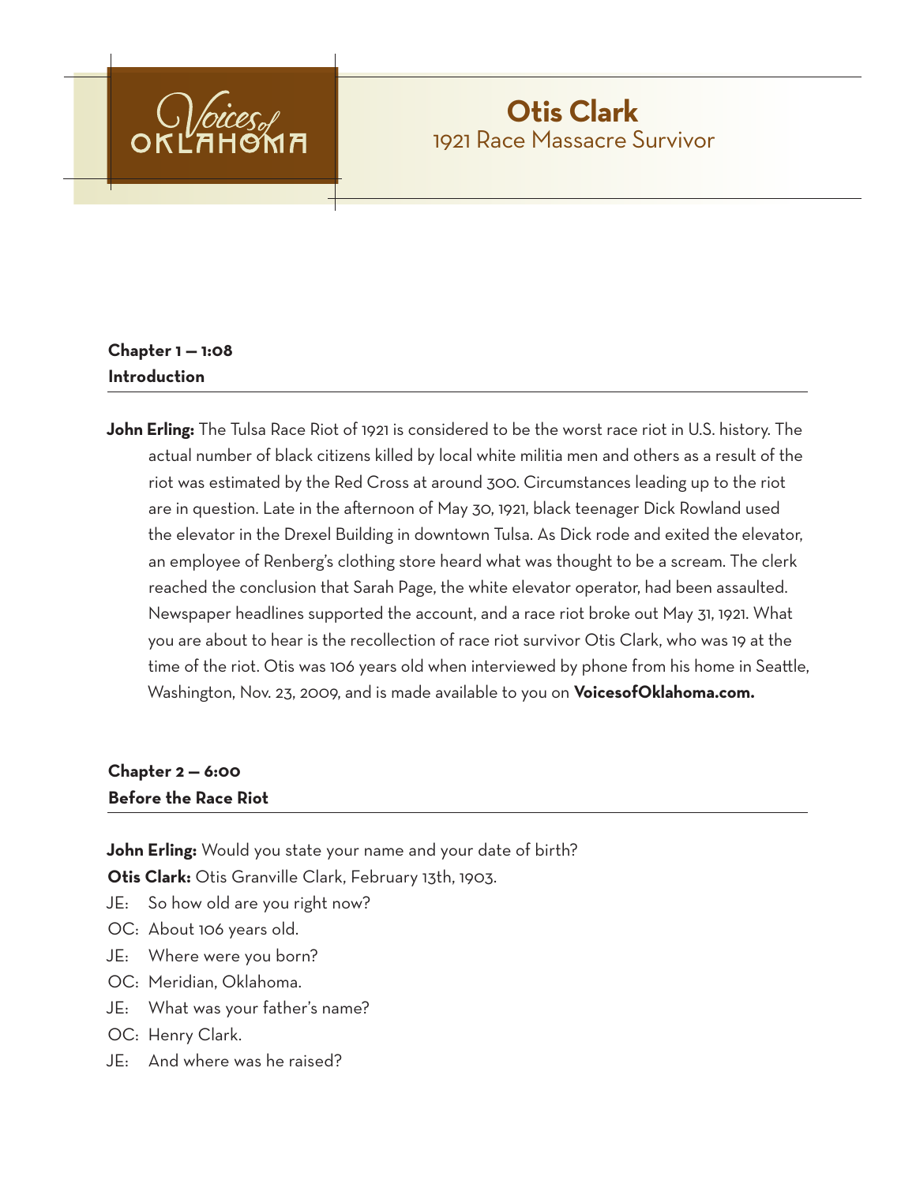# Otis Clark

## 1921 Race Massacre Survivor

**Chapter 1 — 1:08**
**Introduction**

**John Erling:** The Tulsa Race Riot of 1921 is considered to be the worst race riot in U.S. history. The actual number of black citizens killed by local white militia men and others as a result of the riot was estimated by the Red Cross at around 300. Circumstances leading up to the riot are in question. Late in the afternoon of May 30, 1921, black teenager Dick Rowland used the elevator in the Drexel Building in downtown Tulsa. As Dick rode and exited the elevator, an employee of Renberg's clothing store heard what was thought to be a scream. The clerk reached the conclusion that Sarah Page, the white elevator operator, had been assaulted. Newspaper headlines supported the account, and a race riot broke out May 31, 1921. What you are about to hear is the recollection of race riot survivor Otis Clark, who was 19 at the time of the riot. Otis was 106 years old when interviewed by phone from his home in Seattle, Washington, Nov. 23, 2009, and is made available to you on **VoicesofOklahoma.com.**

**Chapter 2 — 6:00**
**Before the Race Riot**

**John Erling:** Would you state your name and your date of birth?

**Otis Clark:** Otis Granville Clark, February 13th, 1903.

JE: So how old are you right now?

OC: About 106 years old.

JE: Where were you born?

OC: Meridian, Oklahoma.

JE: What was your father's name?

OC: Henry Clark.

JE: And where was he raised?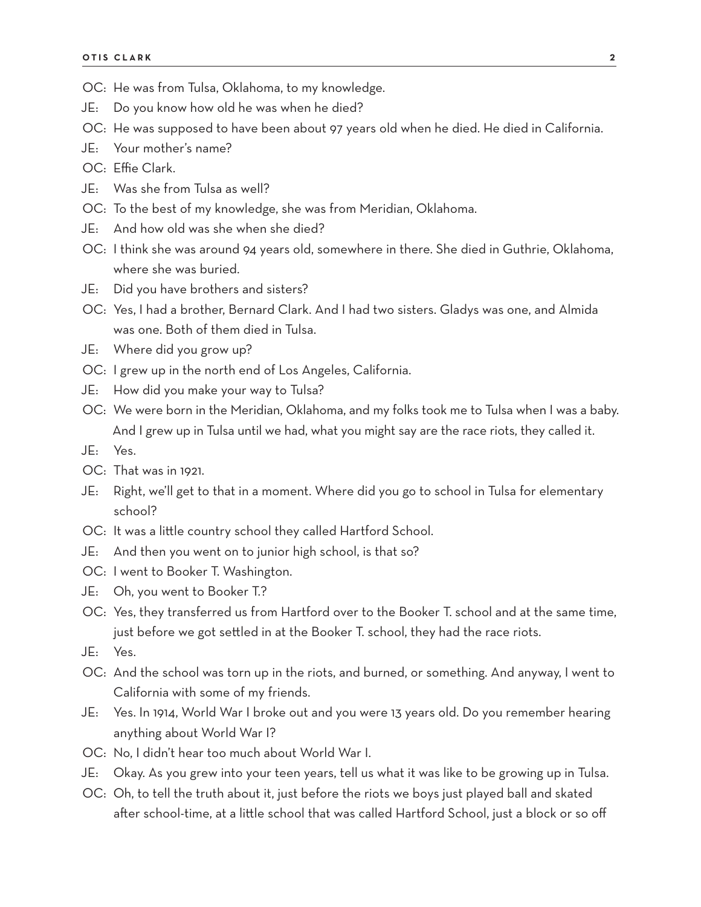OC: He was from Tulsa, Oklahoma, to my knowledge.

JE: Do you know how old he was when he died?

OC: He was supposed to have been about 97 years old when he died. He died in California.

JE: Your mother's name?

OC: Effie Clark.

JE: Was she from Tulsa as well?

OC: To the best of my knowledge, she was from Meridian, Oklahoma.

JE: And how old was she when she died?

OC: I think she was around 94 years old, somewhere in there. She died in Guthrie, Oklahoma, where she was buried.

JE: Did you have brothers and sisters?

OC: Yes, I had a brother, Bernard Clark. And I had two sisters. Gladys was one, and Almida was one. Both of them died in Tulsa.

JE: Where did you grow up?

OC: I grew up in the north end of Los Angeles, California.

JE: How did you make your way to Tulsa?

OC: We were born in the Meridian, Oklahoma, and my folks took me to Tulsa when I was a baby. And I grew up in Tulsa until we had, what you might say are the race riots, they called it.

JE: Yes.

OC: That was in 1921.

JE: Right, we'll get to that in a moment. Where did you go to school in Tulsa for elementary school?

OC: It was a little country school they called Hartford School.

JE: And then you went on to junior high school, is that so?

OC: I went to Booker T. Washington.

JE: Oh, you went to Booker T.?

OC: Yes, they transferred us from Hartford over to the Booker T. school and at the same time, just before we got settled in at the Booker T. school, they had the race riots.

JE: Yes.

OC: And the school was torn up in the riots, and burned, or something. And anyway, I went to California with some of my friends.

JE: Yes. In 1914, World War I broke out and you were 13 years old. Do you remember hearing anything about World War I?

OC: No, I didn't hear too much about World War I.

JE: Okay. As you grew into your teen years, tell us what it was like to be growing up in Tulsa.

OC: Oh, to tell the truth about it, just before the riots we boys just played ball and skated after school-time, at a little school that was called Hartford School, just a block or so off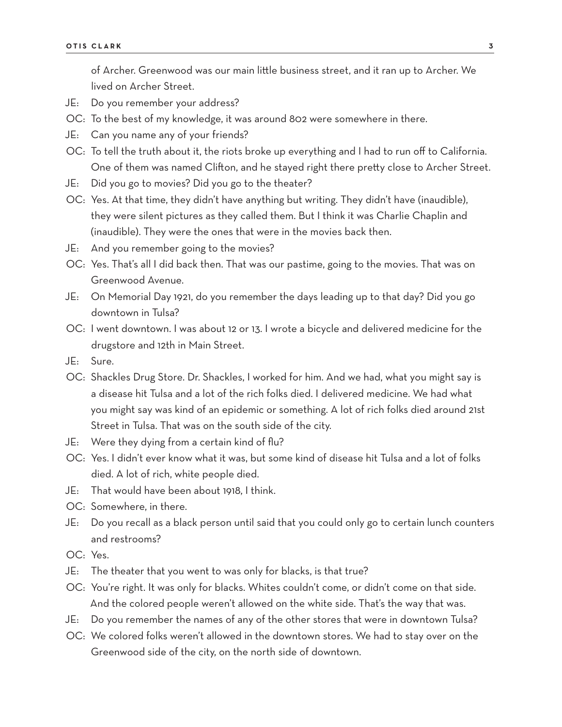of Archer. Greenwood was our main little business street, and it ran up to Archer. We lived on Archer Street.

JE: Do you remember your address?

OC: To the best of my knowledge, it was around 802 were somewhere in there.

JE: Can you name any of your friends?

OC: To tell the truth about it, the riots broke up everything and I had to run off to California. One of them was named Clifton, and he stayed right there pretty close to Archer Street.

JE: Did you go to movies? Did you go to the theater?

OC: Yes. At that time, they didn't have anything but writing. They didn't have (inaudible), they were silent pictures as they called them. But I think it was Charlie Chaplin and (inaudible). They were the ones that were in the movies back then.

JE: And you remember going to the movies?

OC: Yes. That's all I did back then. That was our pastime, going to the movies. That was on Greenwood Avenue.

JE: On Memorial Day 1921, do you remember the days leading up to that day? Did you go downtown in Tulsa?

OC: I went downtown. I was about 12 or 13. I wrote a bicycle and delivered medicine for the drugstore and 12th in Main Street.

JE: Sure.

OC: Shackles Drug Store. Dr. Shackles, I worked for him. And we had, what you might say is a disease hit Tulsa and a lot of the rich folks died. I delivered medicine. We had what you might say was kind of an epidemic or something. A lot of rich folks died around 21st Street in Tulsa. That was on the south side of the city.

JE: Were they dying from a certain kind of flu?

OC: Yes. I didn't ever know what it was, but some kind of disease hit Tulsa and a lot of folks died. A lot of rich, white people died.

JE: That would have been about 1918, I think.

OC: Somewhere, in there.

JE: Do you recall as a black person until said that you could only go to certain lunch counters and restrooms?

OC: Yes.

JE: The theater that you went to was only for blacks, is that true?

OC: You're right. It was only for blacks. Whites couldn't come, or didn't come on that side. And the colored people weren't allowed on the white side. That's the way that was.

JE: Do you remember the names of any of the other stores that were in downtown Tulsa?

OC: We colored folks weren't allowed in the downtown stores. We had to stay over on the Greenwood side of the city, on the north side of downtown.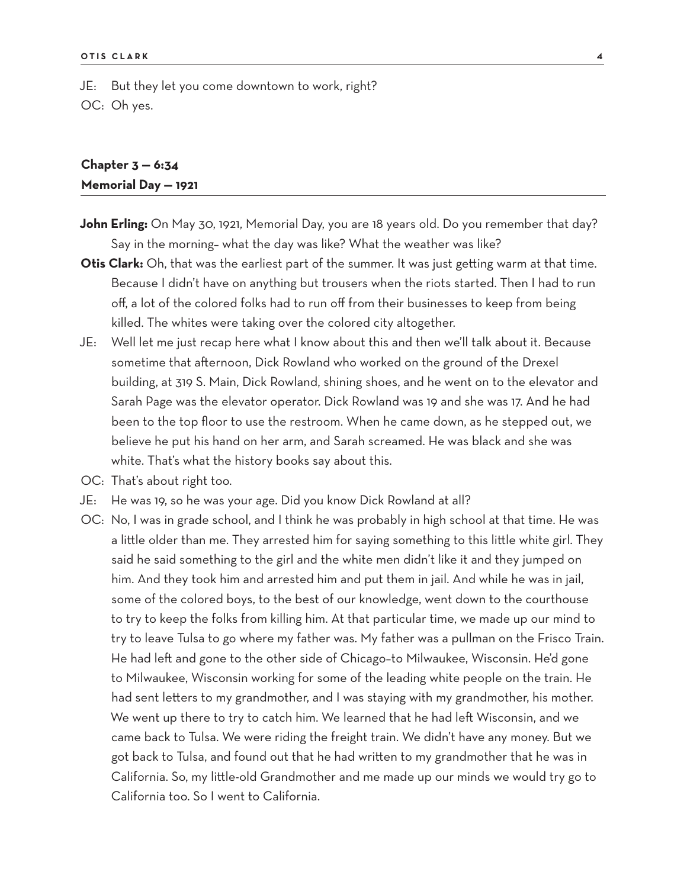JE: But they let you come downtown to work, right?

OC: Oh yes.

## Chapter 3 — 6:34
## Memorial Day — 1921

**John Erling:** On May 30, 1921, Memorial Day, you are 18 years old. Do you remember that day? Say in the morning– what the day was like? What the weather was like?

**Otis Clark:** Oh, that was the earliest part of the summer. It was just getting warm at that time. Because I didn't have on anything but trousers when the riots started. Then I had to run off, a lot of the colored folks had to run off from their businesses to keep from being killed. The whites were taking over the colored city altogether.

JE: Well let me just recap here what I know about this and then we'll talk about it. Because sometime that afternoon, Dick Rowland who worked on the ground of the Drexel building, at 319 S. Main, Dick Rowland, shining shoes, and he went on to the elevator and Sarah Page was the elevator operator. Dick Rowland was 19 and she was 17. And he had been to the top floor to use the restroom. When he came down, as he stepped out, we believe he put his hand on her arm, and Sarah screamed. He was black and she was white. That's what the history books say about this.

OC: That's about right too.

JE: He was 19, so he was your age. Did you know Dick Rowland at all?

OC: No, I was in grade school, and I think he was probably in high school at that time. He was a little older than me. They arrested him for saying something to this little white girl. They said he said something to the girl and the white men didn't like it and they jumped on him. And they took him and arrested him and put them in jail. And while he was in jail, some of the colored boys, to the best of our knowledge, went down to the courthouse to try to keep the folks from killing him. At that particular time, we made up our mind to try to leave Tulsa to go where my father was. My father was a pullman on the Frisco Train. He had left and gone to the other side of Chicago–to Milwaukee, Wisconsin. He'd gone to Milwaukee, Wisconsin working for some of the leading white people on the train. He had sent letters to my grandmother, and I was staying with my grandmother, his mother. We went up there to try to catch him. We learned that he had left Wisconsin, and we came back to Tulsa. We were riding the freight train. We didn't have any money. But we got back to Tulsa, and found out that he had written to my grandmother that he was in California. So, my little-old Grandmother and me made up our minds we would try go to California too. So I went to California.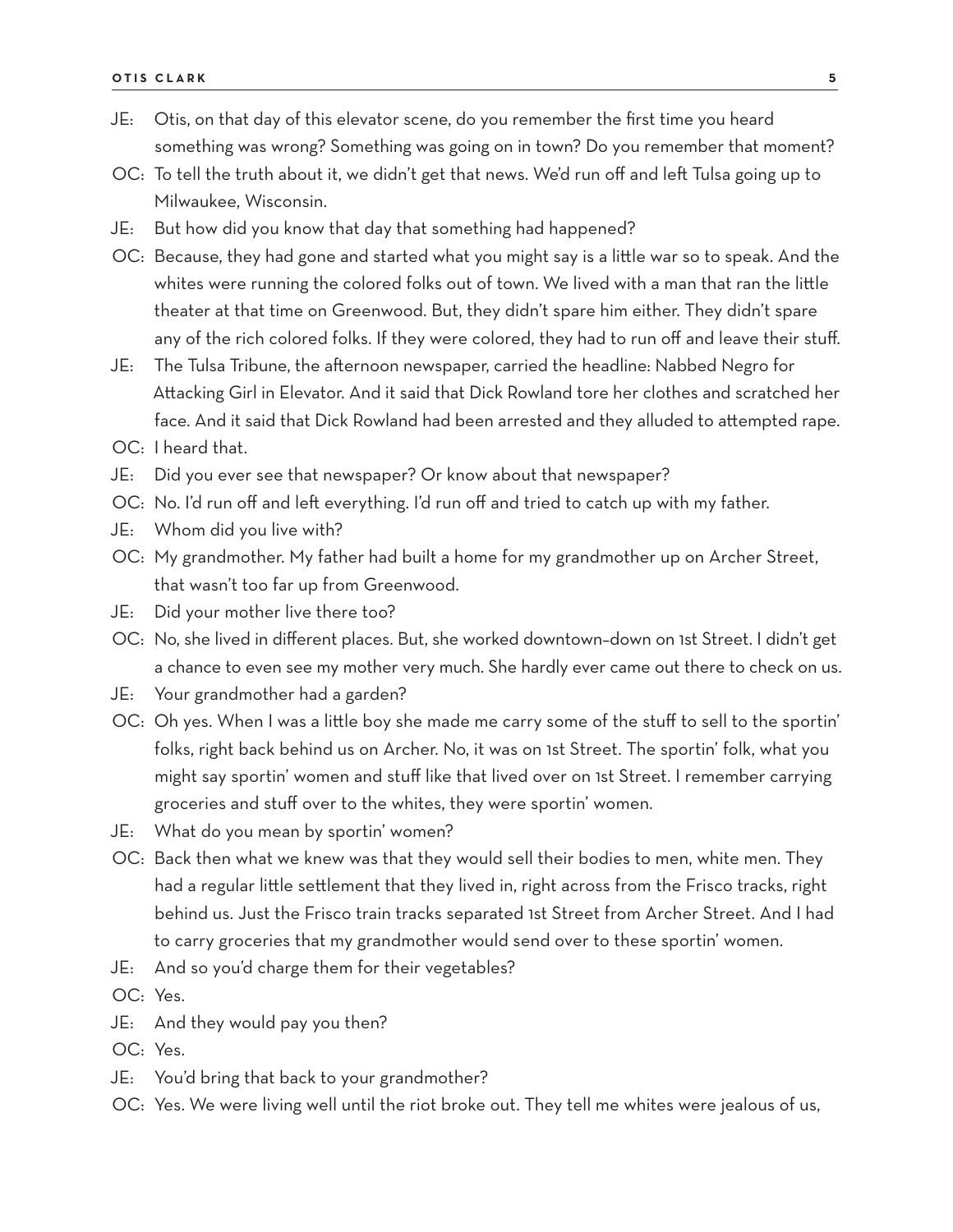JE: Otis, on that day of this elevator scene, do you remember the first time you heard something was wrong? Something was going on in town? Do you remember that moment?

OC: To tell the truth about it, we didn't get that news. We'd run off and left Tulsa going up to Milwaukee, Wisconsin.

JE: But how did you know that day that something had happened?

OC: Because, they had gone and started what you might say is a little war so to speak. And the whites were running the colored folks out of town. We lived with a man that ran the little theater at that time on Greenwood. But, they didn't spare him either. They didn't spare any of the rich colored folks. If they were colored, they had to run off and leave their stuff.

JE: The Tulsa Tribune, the afternoon newspaper, carried the headline: Nabbed Negro for Attacking Girl in Elevator. And it said that Dick Rowland tore her clothes and scratched her face. And it said that Dick Rowland had been arrested and they alluded to attempted rape.

OC: I heard that.

JE: Did you ever see that newspaper? Or know about that newspaper?

OC: No. I'd run off and left everything. I'd run off and tried to catch up with my father.

JE: Whom did you live with?

OC: My grandmother. My father had built a home for my grandmother up on Archer Street, that wasn't too far up from Greenwood.

JE: Did your mother live there too?

OC: No, she lived in different places. But, she worked downtown–down on 1st Street. I didn't get a chance to even see my mother very much. She hardly ever came out there to check on us.

JE: Your grandmother had a garden?

OC: Oh yes. When I was a little boy she made me carry some of the stuff to sell to the sportin' folks, right back behind us on Archer. No, it was on 1st Street. The sportin' folk, what you might say sportin' women and stuff like that lived over on 1st Street. I remember carrying groceries and stuff over to the whites, they were sportin' women.

JE: What do you mean by sportin' women?

OC: Back then what we knew was that they would sell their bodies to men, white men. They had a regular little settlement that they lived in, right across from the Frisco tracks, right behind us. Just the Frisco train tracks separated 1st Street from Archer Street. And I had to carry groceries that my grandmother would send over to these sportin' women.

JE: And so you'd charge them for their vegetables?

OC: Yes.

JE: And they would pay you then?

OC: Yes.

JE: You'd bring that back to your grandmother?

OC: Yes. We were living well until the riot broke out. They tell me whites were jealous of us,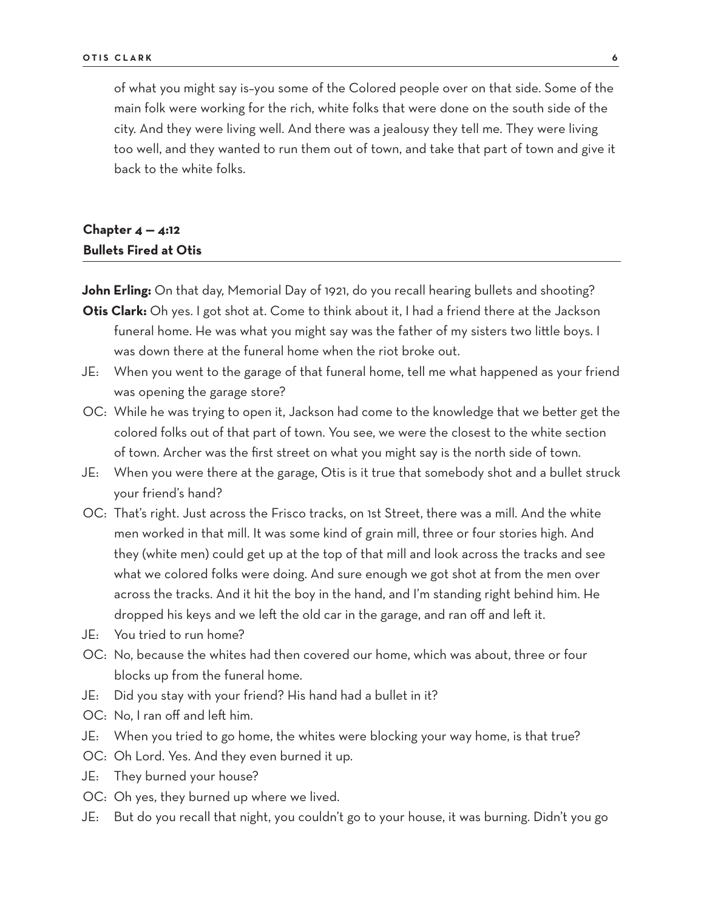of what you might say is–you some of the Colored people over on that side. Some of the main folk were working for the rich, white folks that were done on the south side of the city. And they were living well. And there was a jealousy they tell me. They were living too well, and they wanted to run them out of town, and take that part of town and give it back to the white folks.

## Chapter 4 — 4:12
## Bullets Fired at Otis

**John Erling:** On that day, Memorial Day of 1921, do you recall hearing bullets and shooting?

**Otis Clark:** Oh yes. I got shot at. Come to think about it, I had a friend there at the Jackson funeral home. He was what you might say was the father of my sisters two little boys. I was down there at the funeral home when the riot broke out.

JE: When you went to the garage of that funeral home, tell me what happened as your friend was opening the garage store?

OC: While he was trying to open it, Jackson had come to the knowledge that we better get the colored folks out of that part of town. You see, we were the closest to the white section of town. Archer was the first street on what you might say is the north side of town.

JE: When you were there at the garage, Otis is it true that somebody shot and a bullet struck your friend's hand?

OC: That's right. Just across the Frisco tracks, on 1st Street, there was a mill. And the white men worked in that mill. It was some kind of grain mill, three or four stories high. And they (white men) could get up at the top of that mill and look across the tracks and see what we colored folks were doing. And sure enough we got shot at from the men over across the tracks. And it hit the boy in the hand, and I'm standing right behind him. He dropped his keys and we left the old car in the garage, and ran off and left it.

JE: You tried to run home?

OC: No, because the whites had then covered our home, which was about, three or four blocks up from the funeral home.

JE: Did you stay with your friend? His hand had a bullet in it?

OC: No, I ran off and left him.

JE: When you tried to go home, the whites were blocking your way home, is that true?

OC: Oh Lord. Yes. And they even burned it up.

JE: They burned your house?

OC: Oh yes, they burned up where we lived.

JE: But do you recall that night, you couldn't go to your house, it was burning. Didn't you go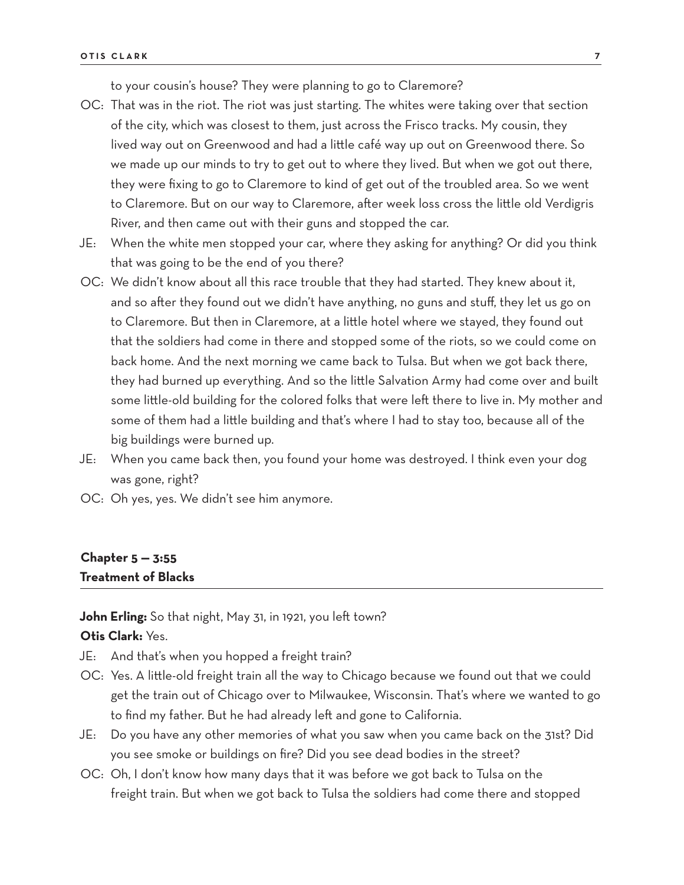to your cousin's house? They were planning to go to Claremore?

OC: That was in the riot. The riot was just starting. The whites were taking over that section of the city, which was closest to them, just across the Frisco tracks. My cousin, they lived way out on Greenwood and had a little café way up out on Greenwood there. So we made up our minds to try to get out to where they lived. But when we got out there, they were fixing to go to Claremore to kind of get out of the troubled area. So we went to Claremore. But on our way to Claremore, after week loss cross the little old Verdigris River, and then came out with their guns and stopped the car.

JE: When the white men stopped your car, where they asking for anything? Or did you think that was going to be the end of you there?

OC: We didn't know about all this race trouble that they had started. They knew about it, and so after they found out we didn't have anything, no guns and stuff, they let us go on to Claremore. But then in Claremore, at a little hotel where we stayed, they found out that the soldiers had come in there and stopped some of the riots, so we could come on back home. And the next morning we came back to Tulsa. But when we got back there, they had burned up everything. And so the little Salvation Army had come over and built some little-old building for the colored folks that were left there to live in. My mother and some of them had a little building and that's where I had to stay too, because all of the big buildings were burned up.

JE: When you came back then, you found your home was destroyed. I think even your dog was gone, right?

OC: Oh yes, yes. We didn't see him anymore.

## Chapter 5 — 3:55
## Treatment of Blacks

**John Erling:** So that night, May 31, in 1921, you left town?

**Otis Clark:** Yes.

JE: And that's when you hopped a freight train?

OC: Yes. A little-old freight train all the way to Chicago because we found out that we could get the train out of Chicago over to Milwaukee, Wisconsin. That's where we wanted to go to find my father. But he had already left and gone to California.

JE: Do you have any other memories of what you saw when you came back on the 31st? Did you see smoke or buildings on fire? Did you see dead bodies in the street?

OC: Oh, I don't know how many days that it was before we got back to Tulsa on the freight train. But when we got back to Tulsa the soldiers had come there and stopped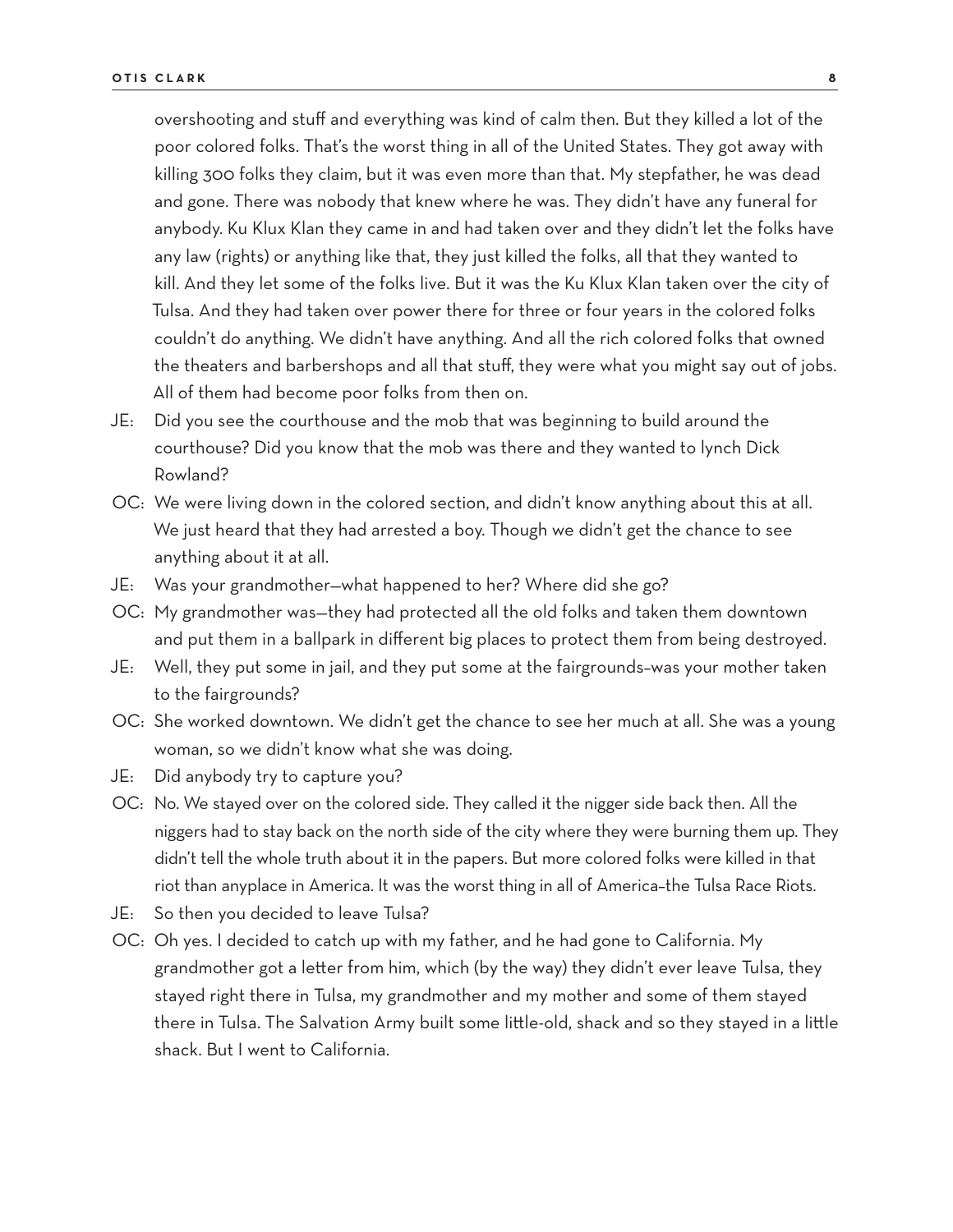overshooting and stuff and everything was kind of calm then. But they killed a lot of the poor colored folks. That's the worst thing in all of the United States. They got away with killing 300 folks they claim, but it was even more than that. My stepfather, he was dead and gone. There was nobody that knew where he was. They didn't have any funeral for anybody. Ku Klux Klan they came in and had taken over and they didn't let the folks have any law (rights) or anything like that, they just killed the folks, all that they wanted to kill. And they let some of the folks live. But it was the Ku Klux Klan taken over the city of Tulsa. And they had taken over power there for three or four years in the colored folks couldn't do anything. We didn't have anything. And all the rich colored folks that owned the theaters and barbershops and all that stuff, they were what you might say out of jobs. All of them had become poor folks from then on.

JE: Did you see the courthouse and the mob that was beginning to build around the courthouse? Did you know that the mob was there and they wanted to lynch Dick Rowland?

OC: We were living down in the colored section, and didn't know anything about this at all. We just heard that they had arrested a boy. Though we didn't get the chance to see anything about it at all.

JE: Was your grandmother—what happened to her? Where did she go?

OC: My grandmother was—they had protected all the old folks and taken them downtown and put them in a ballpark in different big places to protect them from being destroyed.

JE: Well, they put some in jail, and they put some at the fairgrounds–was your mother taken to the fairgrounds?

OC: She worked downtown. We didn't get the chance to see her much at all. She was a young woman, so we didn't know what she was doing.

JE: Did anybody try to capture you?

OC: No. We stayed over on the colored side. They called it the nigger side back then. All the niggers had to stay back on the north side of the city where they were burning them up. They didn't tell the whole truth about it in the papers. But more colored folks were killed in that riot than anyplace in America. It was the worst thing in all of America–the Tulsa Race Riots.

JE: So then you decided to leave Tulsa?

OC: Oh yes. I decided to catch up with my father, and he had gone to California. My grandmother got a letter from him, which (by the way) they didn't ever leave Tulsa, they stayed right there in Tulsa, my grandmother and my mother and some of them stayed there in Tulsa. The Salvation Army built some little-old, shack and so they stayed in a little shack. But I went to California.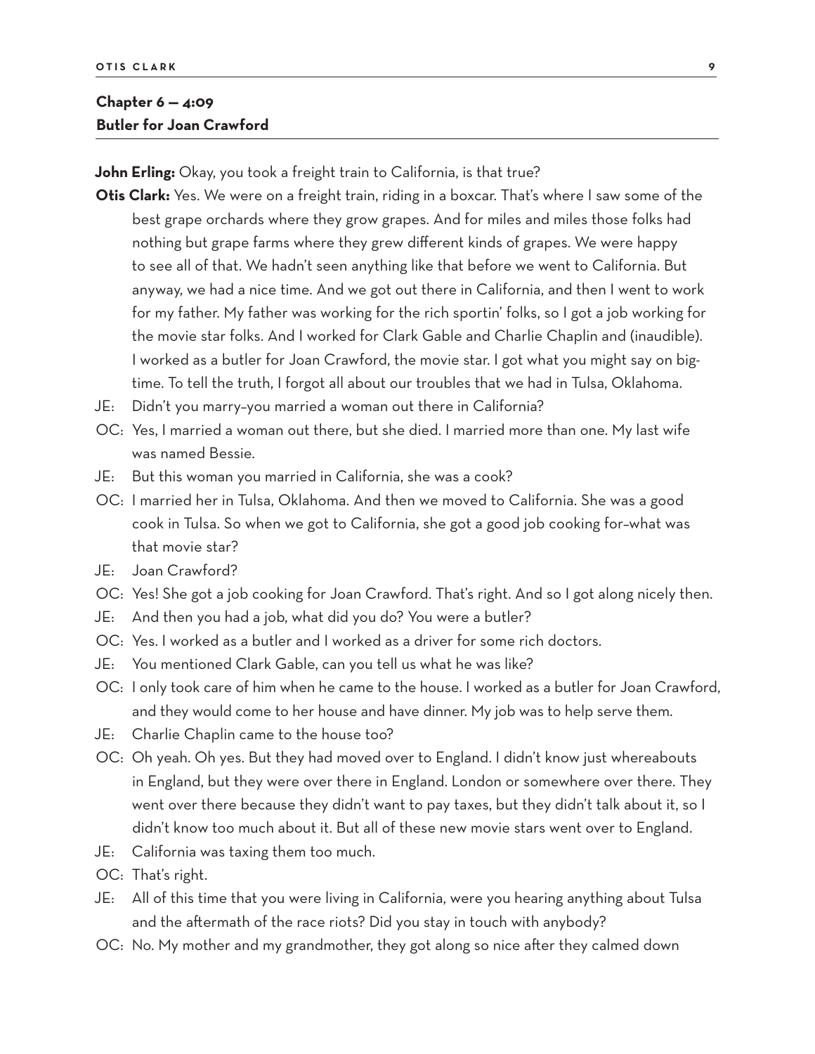## Chapter 6 — 4:09
## Butler for Joan Crawford

**John Erling:** Okay, you took a freight train to California, is that true?

**Otis Clark:** Yes. We were on a freight train, riding in a boxcar. That's where I saw some of the best grape orchards where they grow grapes. And for miles and miles those folks had nothing but grape farms where they grew different kinds of grapes. We were happy to see all of that. We hadn't seen anything like that before we went to California. But anyway, we had a nice time. And we got out there in California, and then I went to work for my father. My father was working for the rich sportin' folks, so I got a job working for the movie star folks. And I worked for Clark Gable and Charlie Chaplin and (inaudible). I worked as a butler for Joan Crawford, the movie star. I got what you might say on big-time. To tell the truth, I forgot all about our troubles that we had in Tulsa, Oklahoma.

JE: Didn't you marry–you married a woman out there in California?

OC: Yes, I married a woman out there, but she died. I married more than one. My last wife was named Bessie.

JE: But this woman you married in California, she was a cook?

OC: I married her in Tulsa, Oklahoma. And then we moved to California. She was a good cook in Tulsa. So when we got to California, she got a good job cooking for–what was that movie star?

JE: Joan Crawford?

OC: Yes! She got a job cooking for Joan Crawford. That's right. And so I got along nicely then.

JE: And then you had a job, what did you do? You were a butler?

OC: Yes. I worked as a butler and I worked as a driver for some rich doctors.

JE: You mentioned Clark Gable, can you tell us what he was like?

OC: I only took care of him when he came to the house. I worked as a butler for Joan Crawford, and they would come to her house and have dinner. My job was to help serve them.

JE: Charlie Chaplin came to the house too?

OC: Oh yeah. Oh yes. But they had moved over to England. I didn't know just whereabouts in England, but they were over there in England. London or somewhere over there. They went over there because they didn't want to pay taxes, but they didn't talk about it, so I didn't know too much about it. But all of these new movie stars went over to England.

JE: California was taxing them too much.

OC: That's right.

JE: All of this time that you were living in California, were you hearing anything about Tulsa and the aftermath of the race riots? Did you stay in touch with anybody?

OC: No. My mother and my grandmother, they got along so nice after they calmed down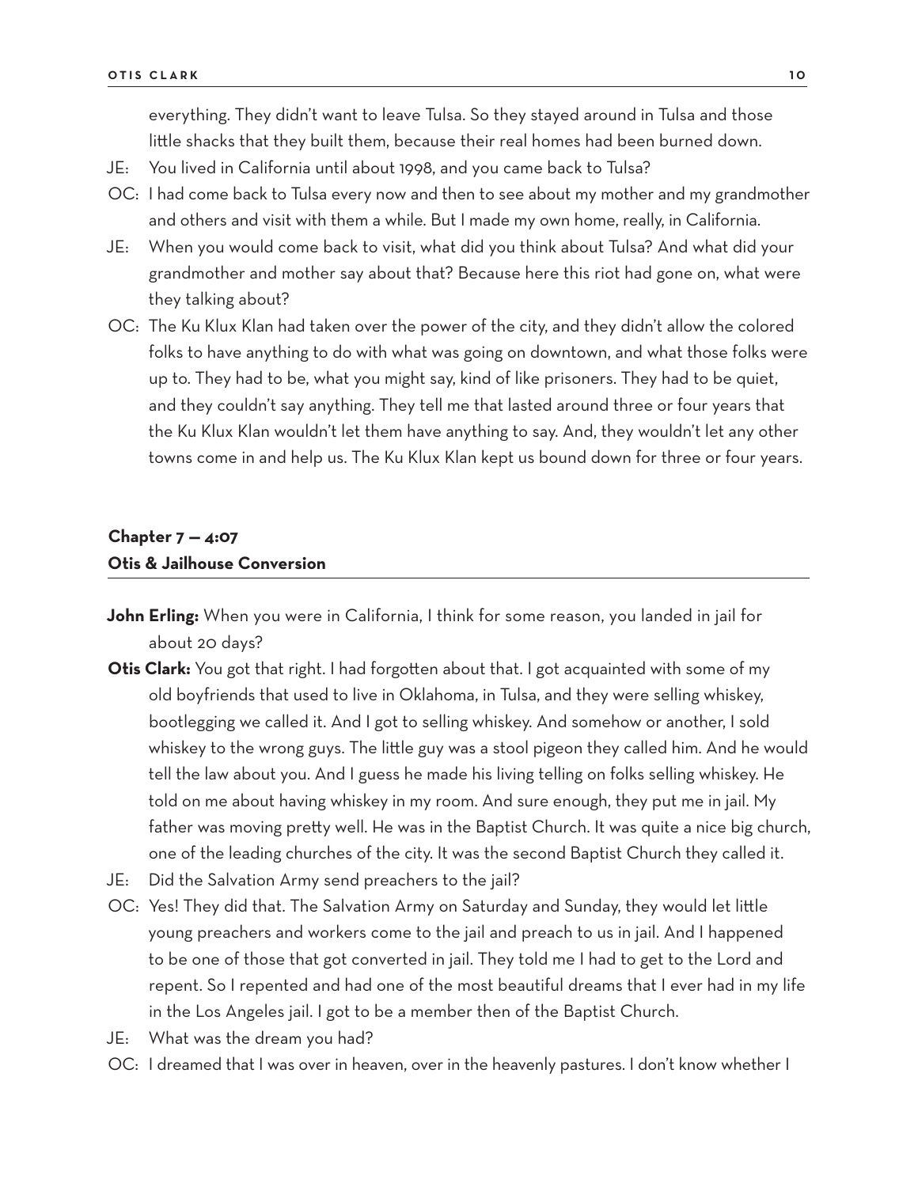everything. They didn't want to leave Tulsa. So they stayed around in Tulsa and those little shacks that they built them, because their real homes had been burned down.

JE: You lived in California until about 1998, and you came back to Tulsa?

OC: I had come back to Tulsa every now and then to see about my mother and my grandmother and others and visit with them a while. But I made my own home, really, in California.

JE: When you would come back to visit, what did you think about Tulsa? And what did your grandmother and mother say about that? Because here this riot had gone on, what were they talking about?

OC: The Ku Klux Klan had taken over the power of the city, and they didn't allow the colored folks to have anything to do with what was going on downtown, and what those folks were up to. They had to be, what you might say, kind of like prisoners. They had to be quiet, and they couldn't say anything. They tell me that lasted around three or four years that the Ku Klux Klan wouldn't let them have anything to say. And, they wouldn't let any other towns come in and help us. The Ku Klux Klan kept us bound down for three or four years.

## Chapter 7 — 4:07
## Otis & Jailhouse Conversion

**John Erling:** When you were in California, I think for some reason, you landed in jail for about 20 days?

**Otis Clark:** You got that right. I had forgotten about that. I got acquainted with some of my old boyfriends that used to live in Oklahoma, in Tulsa, and they were selling whiskey, bootlegging we called it. And I got to selling whiskey. And somehow or another, I sold whiskey to the wrong guys. The little guy was a stool pigeon they called him. And he would tell the law about you. And I guess he made his living telling on folks selling whiskey. He told on me about having whiskey in my room. And sure enough, they put me in jail. My father was moving pretty well. He was in the Baptist Church. It was quite a nice big church, one of the leading churches of the city. It was the second Baptist Church they called it.

JE: Did the Salvation Army send preachers to the jail?

OC: Yes! They did that. The Salvation Army on Saturday and Sunday, they would let little young preachers and workers come to the jail and preach to us in jail. And I happened to be one of those that got converted in jail. They told me I had to get to the Lord and repent. So I repented and had one of the most beautiful dreams that I ever had in my life in the Los Angeles jail. I got to be a member then of the Baptist Church.

JE: What was the dream you had?

OC: I dreamed that I was over in heaven, over in the heavenly pastures. I don't know whether I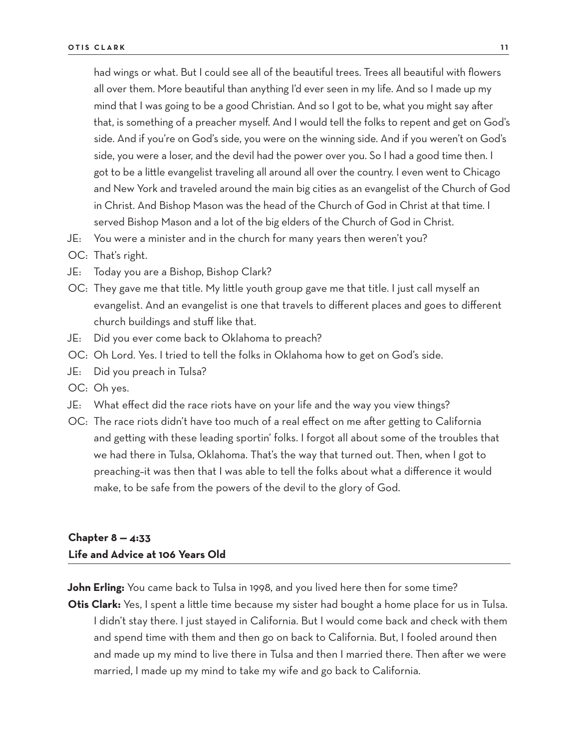had wings or what. But I could see all of the beautiful trees. Trees all beautiful with flowers all over them. More beautiful than anything I'd ever seen in my life. And so I made up my mind that I was going to be a good Christian. And so I got to be, what you might say after that, is something of a preacher myself. And I would tell the folks to repent and get on God's side. And if you're on God's side, you were on the winning side. And if you weren't on God's side, you were a loser, and the devil had the power over you. So I had a good time then. I got to be a little evangelist traveling all around all over the country. I even went to Chicago and New York and traveled around the main big cities as an evangelist of the Church of God in Christ. And Bishop Mason was the head of the Church of God in Christ at that time. I served Bishop Mason and a lot of the big elders of the Church of God in Christ.

JE: You were a minister and in the church for many years then weren't you?

OC: That's right.

JE: Today you are a Bishop, Bishop Clark?

OC: They gave me that title. My little youth group gave me that title. I just call myself an evangelist. And an evangelist is one that travels to different places and goes to different church buildings and stuff like that.

JE: Did you ever come back to Oklahoma to preach?

OC: Oh Lord. Yes. I tried to tell the folks in Oklahoma how to get on God's side.

JE: Did you preach in Tulsa?

OC: Oh yes.

JE: What effect did the race riots have on your life and the way you view things?

OC: The race riots didn't have too much of a real effect on me after getting to California and getting with these leading sportin' folks. I forgot all about some of the troubles that we had there in Tulsa, Oklahoma. That's the way that turned out. Then, when I got to preaching–it was then that I was able to tell the folks about what a difference it would make, to be safe from the powers of the devil to the glory of God.

## Chapter 8 — 4:33
## Life and Advice at 106 Years Old

**John Erling:** You came back to Tulsa in 1998, and you lived here then for some time?

**Otis Clark:** Yes, I spent a little time because my sister had bought a home place for us in Tulsa. I didn't stay there. I just stayed in California. But I would come back and check with them and spend time with them and then go on back to California. But, I fooled around then and made up my mind to live there in Tulsa and then I married there. Then after we were married, I made up my mind to take my wife and go back to California.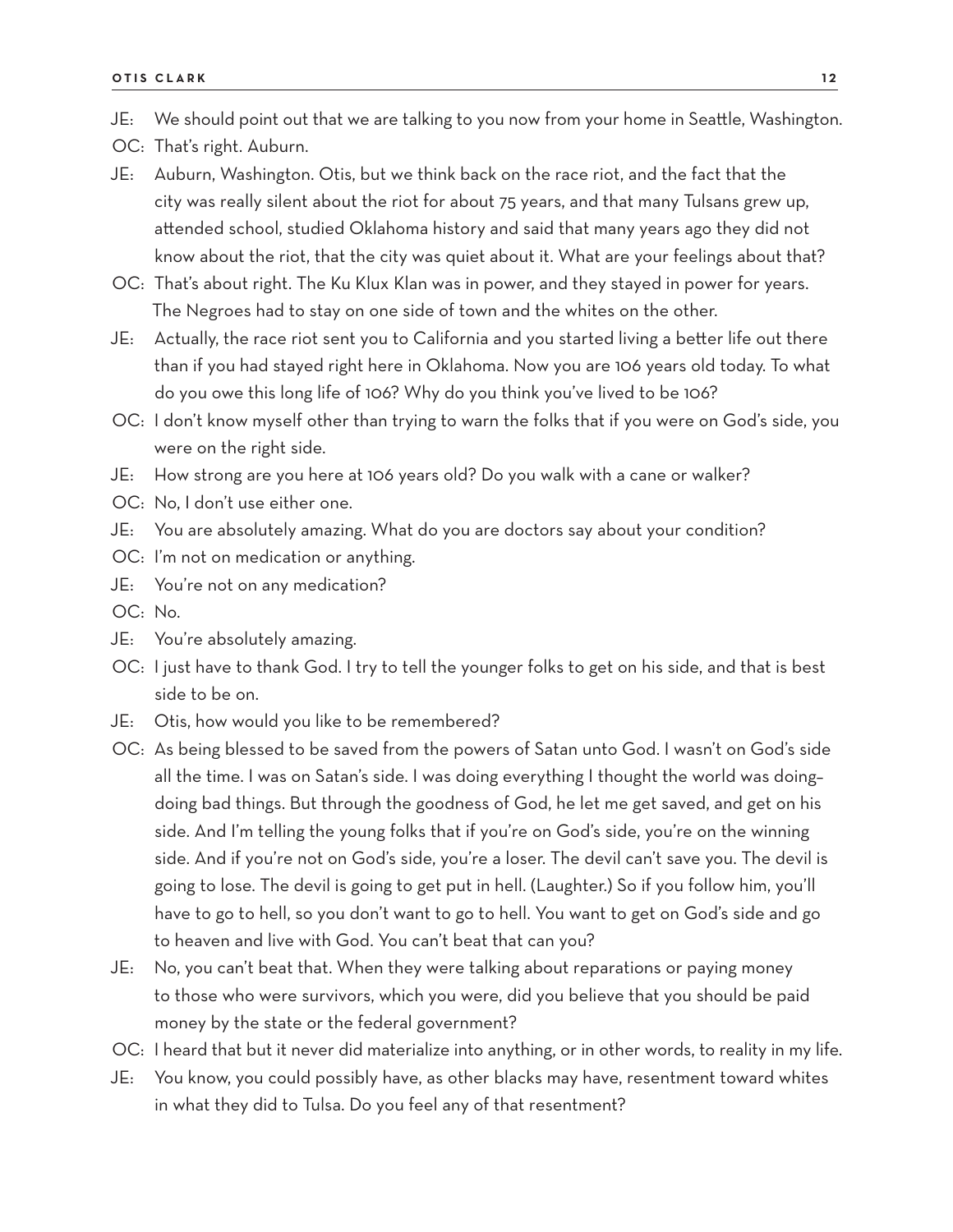JE: We should point out that we are talking to you now from your home in Seattle, Washington.

OC: That's right. Auburn.

JE: Auburn, Washington. Otis, but we think back on the race riot, and the fact that the city was really silent about the riot for about 75 years, and that many Tulsans grew up, attended school, studied Oklahoma history and said that many years ago they did not know about the riot, that the city was quiet about it. What are your feelings about that?

OC: That's about right. The Ku Klux Klan was in power, and they stayed in power for years. The Negroes had to stay on one side of town and the whites on the other.

JE: Actually, the race riot sent you to California and you started living a better life out there than if you had stayed right here in Oklahoma. Now you are 106 years old today. To what do you owe this long life of 106? Why do you think you've lived to be 106?

OC: I don't know myself other than trying to warn the folks that if you were on God's side, you were on the right side.

JE: How strong are you here at 106 years old? Do you walk with a cane or walker?

OC: No, I don't use either one.

JE: You are absolutely amazing. What do you are doctors say about your condition?

OC: I'm not on medication or anything.

JE: You're not on any medication?

OC: No.

JE: You're absolutely amazing.

OC: I just have to thank God. I try to tell the younger folks to get on his side, and that is best side to be on.

JE: Otis, how would you like to be remembered?

OC: As being blessed to be saved from the powers of Satan unto God. I wasn't on God's side all the time. I was on Satan's side. I was doing everything I thought the world was doing–doing bad things. But through the goodness of God, he let me get saved, and get on his side. And I'm telling the young folks that if you're on God's side, you're on the winning side. And if you're not on God's side, you're a loser. The devil can't save you. The devil is going to lose. The devil is going to get put in hell. (Laughter.) So if you follow him, you'll have to go to hell, so you don't want to go to hell. You want to get on God's side and go to heaven and live with God. You can't beat that can you?

JE: No, you can't beat that. When they were talking about reparations or paying money to those who were survivors, which you were, did you believe that you should be paid money by the state or the federal government?

OC: I heard that but it never did materialize into anything, or in other words, to reality in my life.

JE: You know, you could possibly have, as other blacks may have, resentment toward whites in what they did to Tulsa. Do you feel any of that resentment?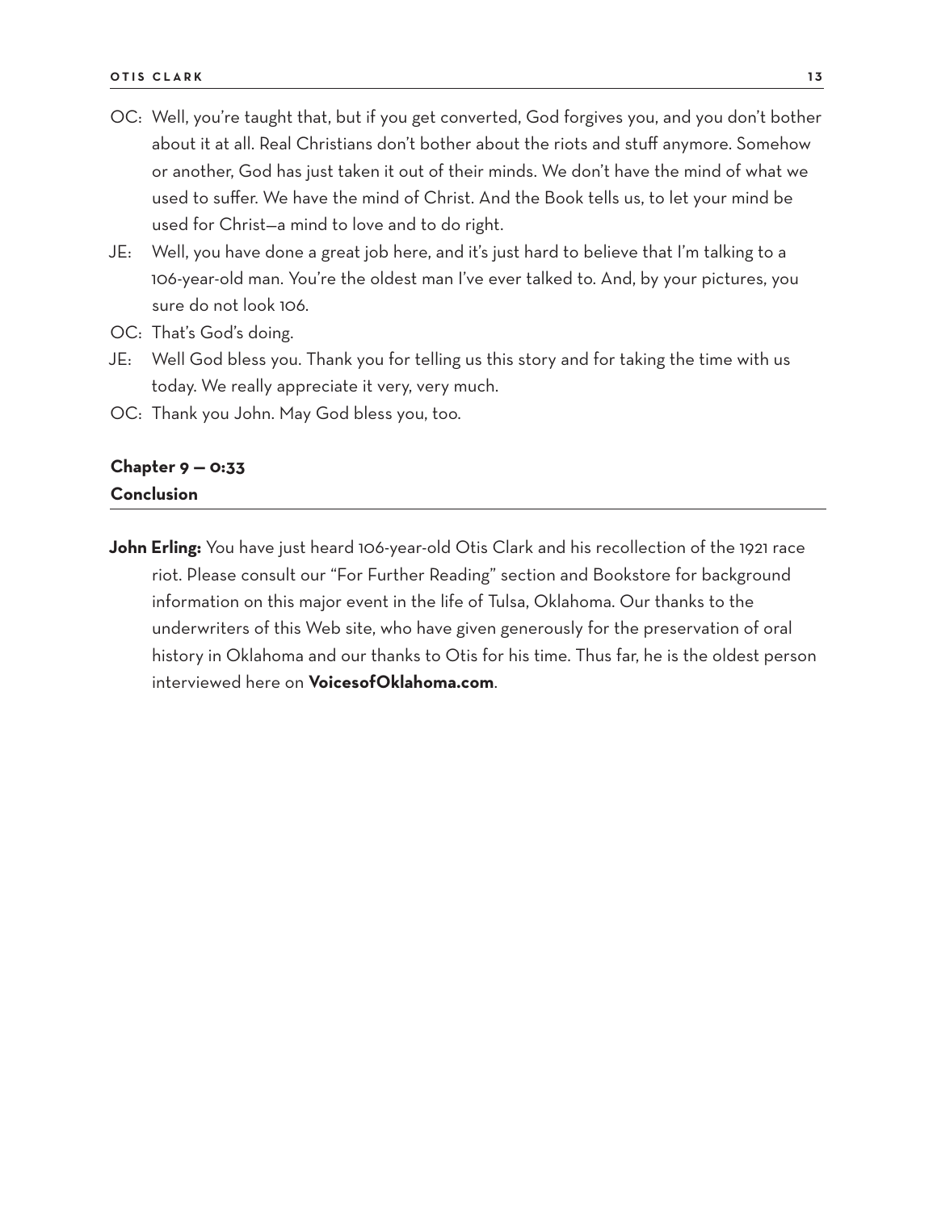OC: Well, you're taught that, but if you get converted, God forgives you, and you don't bother about it at all. Real Christians don't bother about the riots and stuff anymore. Somehow or another, God has just taken it out of their minds. We don't have the mind of what we used to suffer. We have the mind of Christ. And the Book tells us, to let your mind be used for Christ—a mind to love and to do right.

JE: Well, you have done a great job here, and it's just hard to believe that I'm talking to a 106-year-old man. You're the oldest man I've ever talked to. And, by your pictures, you sure do not look 106.

OC: That's God's doing.

JE: Well God bless you. Thank you for telling us this story and for taking the time with us today. We really appreciate it very, very much.

OC: Thank you John. May God bless you, too.

## Chapter 9 — 0:33
## Conclusion

**John Erling:** You have just heard 106-year-old Otis Clark and his recollection of the 1921 race riot. Please consult our "For Further Reading" section and Bookstore for background information on this major event in the life of Tulsa, Oklahoma. Our thanks to the underwriters of this Web site, who have given generously for the preservation of oral history in Oklahoma and our thanks to Otis for his time. Thus far, he is the oldest person interviewed here on **VoicesofOklahoma.com**.